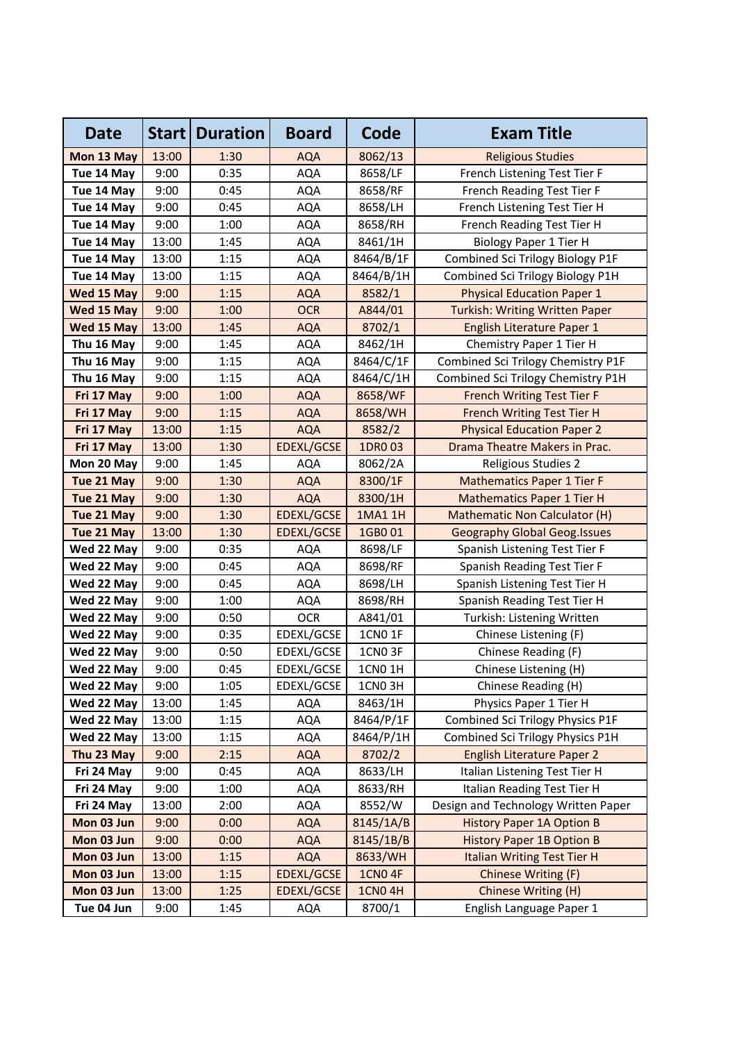| Date | Start | Duration | Board | Code | Exam Title |
|---|---|---|---|---|---|
| Mon 13 May | 13:00 | 1:30 | AQA | 8062/13 | Religious Studies |
| Tue 14 May | 9:00 | 0:35 | AQA | 8658/LF | French Listening Test Tier F |
| Tue 14 May | 9:00 | 0:45 | AQA | 8658/RF | French Reading Test Tier F |
| Tue 14 May | 9:00 | 0:45 | AQA | 8658/LH | French Listening Test Tier H |
| Tue 14 May | 9:00 | 1:00 | AQA | 8658/RH | French Reading Test Tier H |
| Tue 14 May | 13:00 | 1:45 | AQA | 8461/1H | Biology Paper 1 Tier H |
| Tue 14 May | 13:00 | 1:15 | AQA | 8464/B/1F | Combined Sci Trilogy Biology P1F |
| Tue 14 May | 13:00 | 1:15 | AQA | 8464/B/1H | Combined Sci Trilogy Biology P1H |
| Wed 15 May | 9:00 | 1:15 | AQA | 8582/1 | Physical Education Paper 1 |
| Wed 15 May | 9:00 | 1:00 | OCR | A844/01 | Turkish: Writing Written Paper |
| Wed 15 May | 13:00 | 1:45 | AQA | 8702/1 | English Literature Paper 1 |
| Thu 16 May | 9:00 | 1:45 | AQA | 8462/1H | Chemistry Paper 1 Tier H |
| Thu 16 May | 9:00 | 1:15 | AQA | 8464/C/1F | Combined Sci Trilogy Chemistry P1F |
| Thu 16 May | 9:00 | 1:15 | AQA | 8464/C/1H | Combined Sci Trilogy Chemistry P1H |
| Fri 17 May | 9:00 | 1:00 | AQA | 8658/WF | French Writing Test Tier F |
| Fri 17 May | 9:00 | 1:15 | AQA | 8658/WH | French Writing Test Tier H |
| Fri 17 May | 13:00 | 1:15 | AQA | 8582/2 | Physical Education Paper 2 |
| Fri 17 May | 13:00 | 1:30 | EDEXL/GCSE | 1DR0 03 | Drama Theatre Makers in Prac. |
| Mon 20 May | 9:00 | 1:45 | AQA | 8062/2A | Religious Studies 2 |
| Tue 21 May | 9:00 | 1:30 | AQA | 8300/1F | Mathematics Paper 1 Tier F |
| Tue 21 May | 9:00 | 1:30 | AQA | 8300/1H | Mathematics Paper 1 Tier H |
| Tue 21 May | 9:00 | 1:30 | EDEXL/GCSE | 1MA1 1H | Mathematic Non Calculator (H) |
| Tue 21 May | 13:00 | 1:30 | EDEXL/GCSE | 1GB0 01 | Geography Global Geog.Issues |
| Wed 22 May | 9:00 | 0:35 | AQA | 8698/LF | Spanish Listening Test Tier F |
| Wed 22 May | 9:00 | 0:45 | AQA | 8698/RF | Spanish Reading Test Tier F |
| Wed 22 May | 9:00 | 0:45 | AQA | 8698/LH | Spanish Listening Test Tier H |
| Wed 22 May | 9:00 | 1:00 | AQA | 8698/RH | Spanish Reading Test Tier H |
| Wed 22 May | 9:00 | 0:50 | OCR | A841/01 | Turkish: Listening Written |
| Wed 22 May | 9:00 | 0:35 | EDEXL/GCSE | 1CN0 1F | Chinese Listening (F) |
| Wed 22 May | 9:00 | 0:50 | EDEXL/GCSE | 1CN0 3F | Chinese Reading (F) |
| Wed 22 May | 9:00 | 0:45 | EDEXL/GCSE | 1CN0 1H | Chinese Listening (H) |
| Wed 22 May | 9:00 | 1:05 | EDEXL/GCSE | 1CN0 3H | Chinese Reading (H) |
| Wed 22 May | 13:00 | 1:45 | AQA | 8463/1H | Physics Paper 1 Tier H |
| Wed 22 May | 13:00 | 1:15 | AQA | 8464/P/1F | Combined Sci Trilogy Physics P1F |
| Wed 22 May | 13:00 | 1:15 | AQA | 8464/P/1H | Combined Sci Trilogy Physics P1H |
| Thu 23 May | 9:00 | 2:15 | AQA | 8702/2 | English Literature Paper 2 |
| Fri 24 May | 9:00 | 0:45 | AQA | 8633/LH | Italian Listening Test Tier H |
| Fri 24 May | 9:00 | 1:00 | AQA | 8633/RH | Italian Reading Test Tier H |
| Fri 24 May | 13:00 | 2:00 | AQA | 8552/W | Design and Technology Written Paper |
| Mon 03 Jun | 9:00 | 0:00 | AQA | 8145/1A/B | History Paper 1A Option B |
| Mon 03 Jun | 9:00 | 0:00 | AQA | 8145/1B/B | History Paper 1B Option B |
| Mon 03 Jun | 13:00 | 1:15 | AQA | 8633/WH | Italian Writing Test Tier H |
| Mon 03 Jun | 13:00 | 1:15 | EDEXL/GCSE | 1CN0 4F | Chinese Writing (F) |
| Mon 03 Jun | 13:00 | 1:25 | EDEXL/GCSE | 1CN0 4H | Chinese Writing (H) |
| Tue 04 Jun | 9:00 | 1:45 | AQA | 8700/1 | English Language Paper 1 |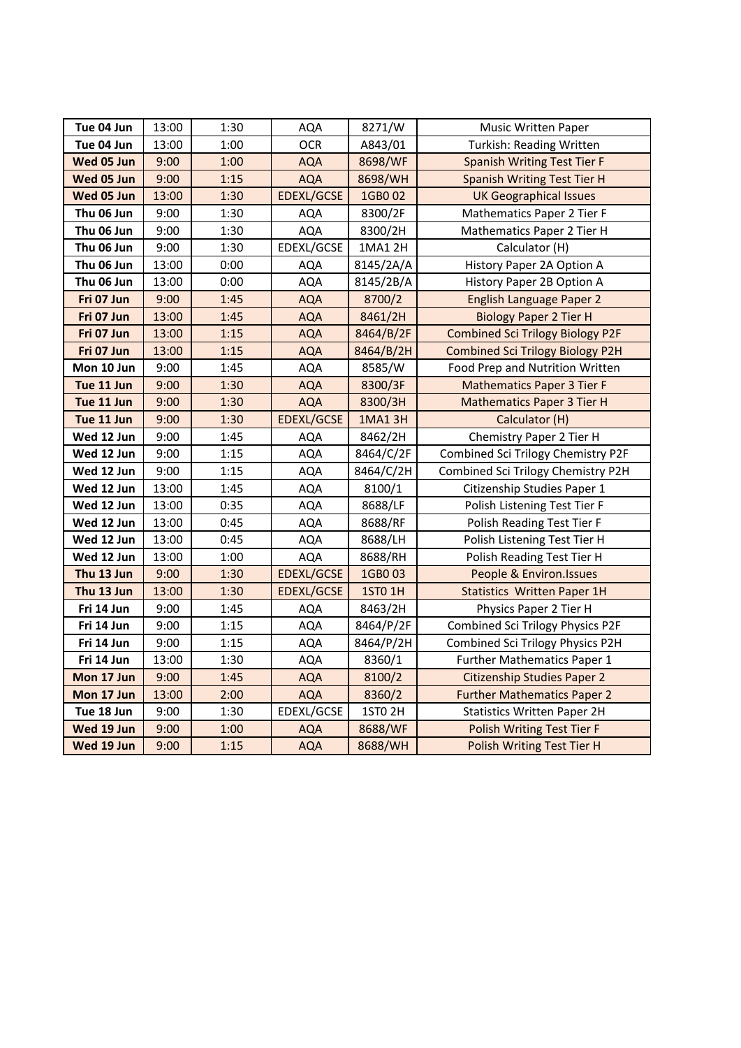| | | | | | |
|---|---|---|---|---|---|
| **Tue 04 Jun** | 13:00 | 1:30 | AQA | 8271/W | Music Written Paper |
| **Tue 04 Jun** | 13:00 | 1:00 | OCR | A843/01 | Turkish: Reading Written |
| **Wed 05 Jun** | 9:00 | 1:00 | AQA | 8698/WF | Spanish Writing Test Tier F |
| **Wed 05 Jun** | 9:00 | 1:15 | AQA | 8698/WH | Spanish Writing Test Tier H |
| **Wed 05 Jun** | 13:00 | 1:30 | EDEXL/GCSE | 1GB0 02 | UK Geographical Issues |
| **Thu 06 Jun** | 9:00 | 1:30 | AQA | 8300/2F | Mathematics Paper 2 Tier F |
| **Thu 06 Jun** | 9:00 | 1:30 | AQA | 8300/2H | Mathematics Paper 2 Tier H |
| **Thu 06 Jun** | 9:00 | 1:30 | EDEXL/GCSE | 1MA1 2H | Calculator (H) |
| **Thu 06 Jun** | 13:00 | 0:00 | AQA | 8145/2A/A | History Paper 2A Option A |
| **Thu 06 Jun** | 13:00 | 0:00 | AQA | 8145/2B/A | History Paper 2B Option A |
| **Fri 07 Jun** | 9:00 | 1:45 | AQA | 8700/2 | English Language Paper 2 |
| **Fri 07 Jun** | 13:00 | 1:45 | AQA | 8461/2H | Biology Paper 2 Tier H |
| **Fri 07 Jun** | 13:00 | 1:15 | AQA | 8464/B/2F | Combined Sci Trilogy Biology P2F |
| **Fri 07 Jun** | 13:00 | 1:15 | AQA | 8464/B/2H | Combined Sci Trilogy Biology P2H |
| **Mon 10 Jun** | 9:00 | 1:45 | AQA | 8585/W | Food Prep and Nutrition Written |
| **Tue 11 Jun** | 9:00 | 1:30 | AQA | 8300/3F | Mathematics Paper 3 Tier F |
| **Tue 11 Jun** | 9:00 | 1:30 | AQA | 8300/3H | Mathematics Paper 3 Tier H |
| **Tue 11 Jun** | 9:00 | 1:30 | EDEXL/GCSE | 1MA1 3H | Calculator (H) |
| **Wed 12 Jun** | 9:00 | 1:45 | AQA | 8462/2H | Chemistry Paper 2 Tier H |
| **Wed 12 Jun** | 9:00 | 1:15 | AQA | 8464/C/2F | Combined Sci Trilogy Chemistry P2F |
| **Wed 12 Jun** | 9:00 | 1:15 | AQA | 8464/C/2H | Combined Sci Trilogy Chemistry P2H |
| **Wed 12 Jun** | 13:00 | 1:45 | AQA | 8100/1 | Citizenship Studies Paper 1 |
| **Wed 12 Jun** | 13:00 | 0:35 | AQA | 8688/LF | Polish Listening Test Tier F |
| **Wed 12 Jun** | 13:00 | 0:45 | AQA | 8688/RF | Polish Reading Test Tier F |
| **Wed 12 Jun** | 13:00 | 0:45 | AQA | 8688/LH | Polish Listening Test Tier H |
| **Wed 12 Jun** | 13:00 | 1:00 | AQA | 8688/RH | Polish Reading Test Tier H |
| **Thu 13 Jun** | 9:00 | 1:30 | EDEXL/GCSE | 1GB0 03 | People & Environ.Issues |
| **Thu 13 Jun** | 13:00 | 1:30 | EDEXL/GCSE | 1ST0 1H | Statistics Written Paper 1H |
| **Fri 14 Jun** | 9:00 | 1:45 | AQA | 8463/2H | Physics Paper 2 Tier H |
| **Fri 14 Jun** | 9:00 | 1:15 | AQA | 8464/P/2F | Combined Sci Trilogy Physics P2F |
| **Fri 14 Jun** | 9:00 | 1:15 | AQA | 8464/P/2H | Combined Sci Trilogy Physics P2H |
| **Fri 14 Jun** | 13:00 | 1:30 | AQA | 8360/1 | Further Mathematics Paper 1 |
| **Mon 17 Jun** | 9:00 | 1:45 | AQA | 8100/2 | Citizenship Studies Paper 2 |
| **Mon 17 Jun** | 13:00 | 2:00 | AQA | 8360/2 | Further Mathematics Paper 2 |
| **Tue 18 Jun** | 9:00 | 1:30 | EDEXL/GCSE | 1ST0 2H | Statistics Written Paper 2H |
| **Wed 19 Jun** | 9:00 | 1:00 | AQA | 8688/WF | Polish Writing Test Tier F |
| **Wed 19 Jun** | 9:00 | 1:15 | AQA | 8688/WH | Polish Writing Test Tier H |